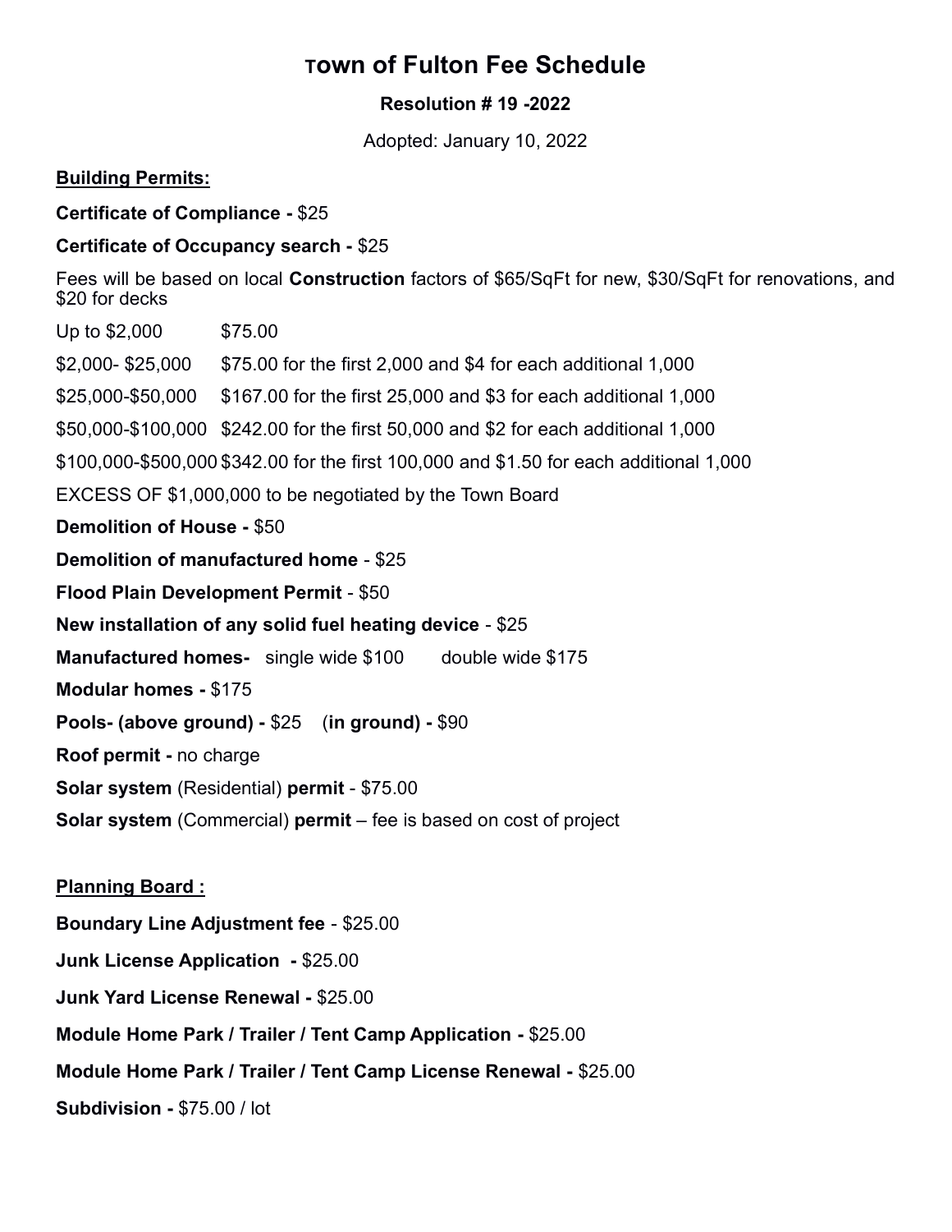# Town of Fulton Fee Schedule

**Resolution # 19 -2022**

Adopted: January 10, 2022

**Building Permits:**

**Certificate of Compliance -** $25

**Certificate of Occupancy search -** $25

Fees will be based on local **Construction** factors of $65/SqFt for new, $30/SqFt for renovations, and $20 for decks

| | |
|---|---|
| Up to $2,000 | $75.00 |
| $2,000- $25,000 | $75.00 for the first 2,000 and $4 for each additional 1,000 |
| $25,000-$50,000 | $167.00 for the first 25,000 and $3 for each additional 1,000 |
| $50,000-$100,000 | $242.00 for the first 50,000 and $2 for each additional 1,000 |
| $100,000-$500,000 | $342.00 for the first 100,000 and $1.50 for each additional 1,000 |

EXCESS OF $1,000,000 to be negotiated by the Town Board

**Demolition of House -** $50

**Demolition of manufactured home** - $25

**Flood Plain Development Permit** - $50

**New installation of any solid fuel heating device** - $25

**Manufactured homes-** single wide $100 double wide $175

**Modular homes -** $175

**Pools- (above ground) -** $25 (**in ground) -** $90

**Roof permit -** no charge

**Solar system** (Residential) **permit** - $75.00

**Solar system** (Commercial) **permit** – fee is based on cost of project

**Planning Board :**

**Boundary Line Adjustment fee** - $25.00

**Junk License Application -** $25.00

**Junk Yard License Renewal -** $25.00

**Module Home Park / Trailer / Tent Camp Application -** $25.00

**Module Home Park / Trailer / Tent Camp License Renewal -** $25.00

**Subdivision -** $75.00 / lot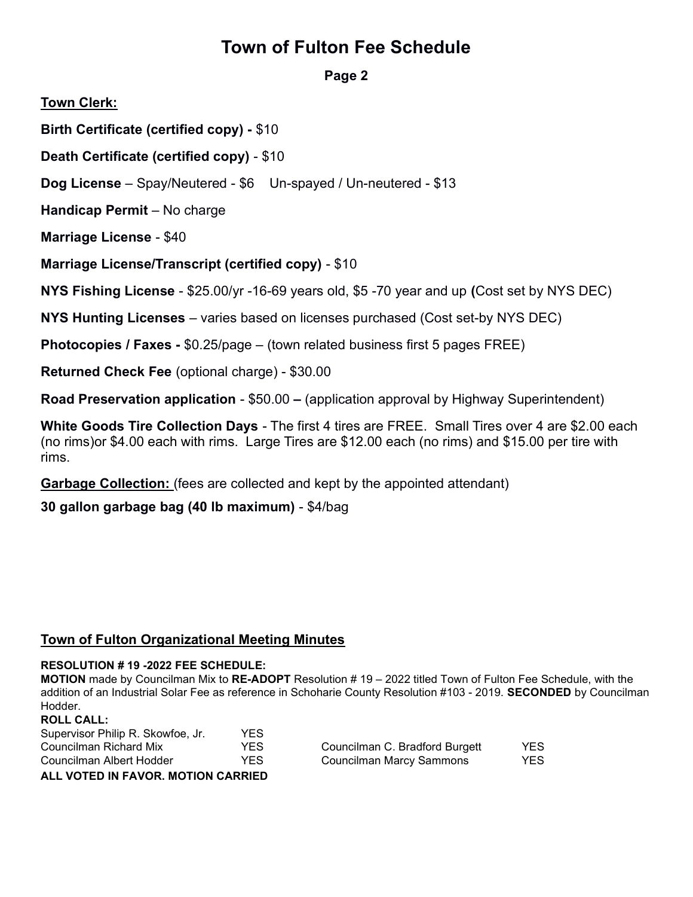# Town of Fulton Fee Schedule

**Page 2**

**Town Clerk:**

**Birth Certificate (certified copy) -** $10

**Death Certificate (certified copy)** - $10

**Dog License** – Spay/Neutered - $6    Un-spayed / Un-neutered - $13

**Handicap Permit** – No charge

**Marriage License** - $40

**Marriage License/Transcript (certified copy)** - $10

**NYS Fishing License** - $25.00/yr -16-69 years old, $5 -70 year and up **(**Cost set by NYS DEC)

**NYS Hunting Licenses** – varies based on licenses purchased (Cost set-by NYS DEC)

**Photocopies / Faxes -** $0.25/page – (town related business first 5 pages FREE)

**Returned Check Fee** (optional charge) - $30.00

**Road Preservation application** - $50.00 **–** (application approval by Highway Superintendent)

**White Goods Tire Collection Days** - The first 4 tires are FREE. Small Tires over 4 are $2.00 each (no rims)or $4.00 each with rims. Large Tires are $12.00 each (no rims) and $15.00 per tire with rims.

**Garbage Collection:** (fees are collected and kept by the appointed attendant)

**30 gallon garbage bag (40 lb maximum)** - $4/bag

**Town of Fulton Organizational Meeting Minutes**

**RESOLUTION # 19 -2022 FEE SCHEDULE:**
**MOTION** made by Councilman Mix to **RE-ADOPT** Resolution # 19 – 2022 titled Town of Fulton Fee Schedule, with the addition of an Industrial Solar Fee as reference in Schoharie County Resolution #103 - 2019. **SECONDED** by Councilman Hodder.

**ROLL CALL:**

| | | | |
|---|---|---|---|
| Supervisor Philip R. Skowfoe, Jr. | YES | | |
| Councilman Richard Mix | YES | Councilman C. Bradford Burgett | YES |
| Councilman Albert Hodder | YES | Councilman Marcy Sammons | YES |

**ALL VOTED IN FAVOR. MOTION CARRIED**